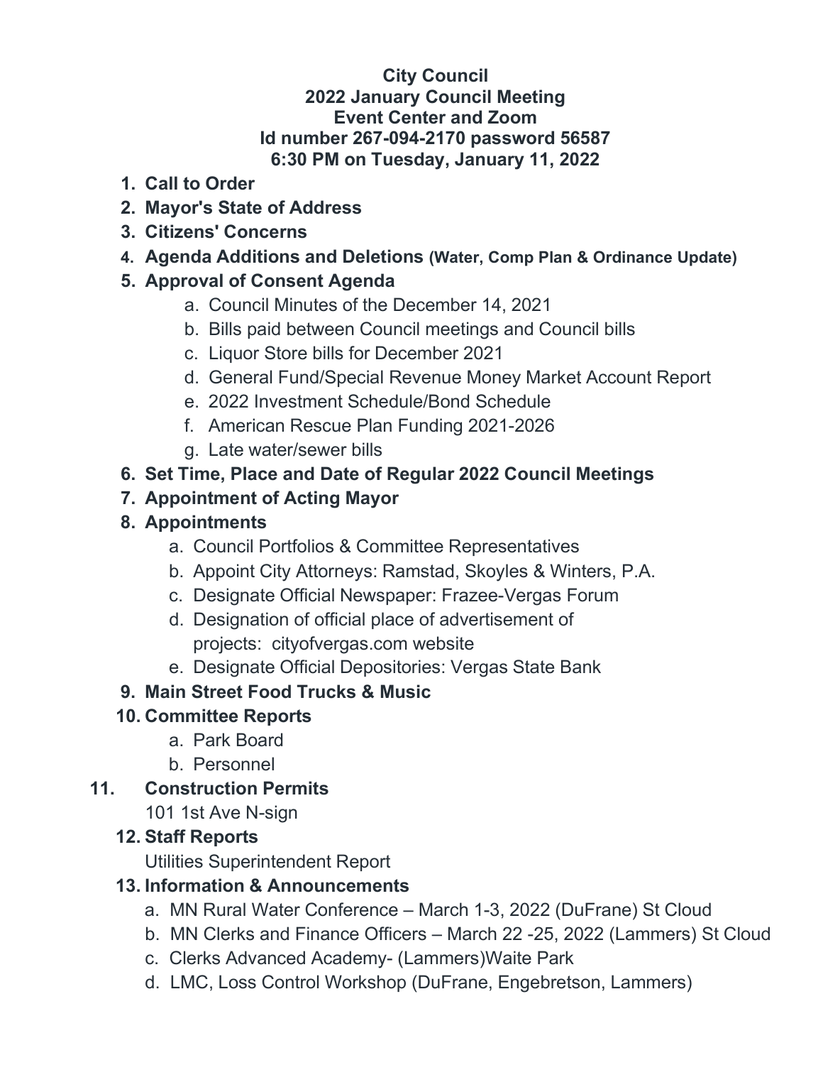**City Council**
**2022 January Council Meeting**
**Event Center and Zoom**
**Id number 267-094-2170 password 56587**
**6:30 PM on Tuesday, January 11, 2022**

1. **Call to Order**
2. **Mayor's State of Address**
3. **Citizens' Concerns**
4. **Agenda Additions and Deletions (Water, Comp Plan & Ordinance Update)**
5. **Approval of Consent Agenda**
    a. Council Minutes of the December 14, 2021
    b. Bills paid between Council meetings and Council bills
    c. Liquor Store bills for December 2021
    d. General Fund/Special Revenue Money Market Account Report
    e. 2022 Investment Schedule/Bond Schedule
    f. American Rescue Plan Funding 2021-2026
    g. Late water/sewer bills
6. **Set Time, Place and Date of Regular 2022 Council Meetings**
7. **Appointment of Acting Mayor**
8. **Appointments**
    a. Council Portfolios & Committee Representatives
    b. Appoint City Attorneys: Ramstad, Skoyles & Winters, P.A.
    c. Designate Official Newspaper: Frazee-Vergas Forum
    d. Designation of official place of advertisement of projects: cityofvergas.com website
    e. Designate Official Depositories: Vergas State Bank
9. **Main Street Food Trucks & Music**
10. **Committee Reports**
    a. Park Board
    b. Personnel
11. **Construction Permits**
    101 1st Ave N-sign
12. **Staff Reports**
    Utilities Superintendent Report
13. **Information & Announcements**
    a. MN Rural Water Conference – March 1-3, 2022 (DuFrane) St Cloud
    b. MN Clerks and Finance Officers – March 22 -25, 2022 (Lammers) St Cloud
    c. Clerks Advanced Academy- (Lammers)Waite Park
    d. LMC, Loss Control Workshop (DuFrane, Engebretson, Lammers)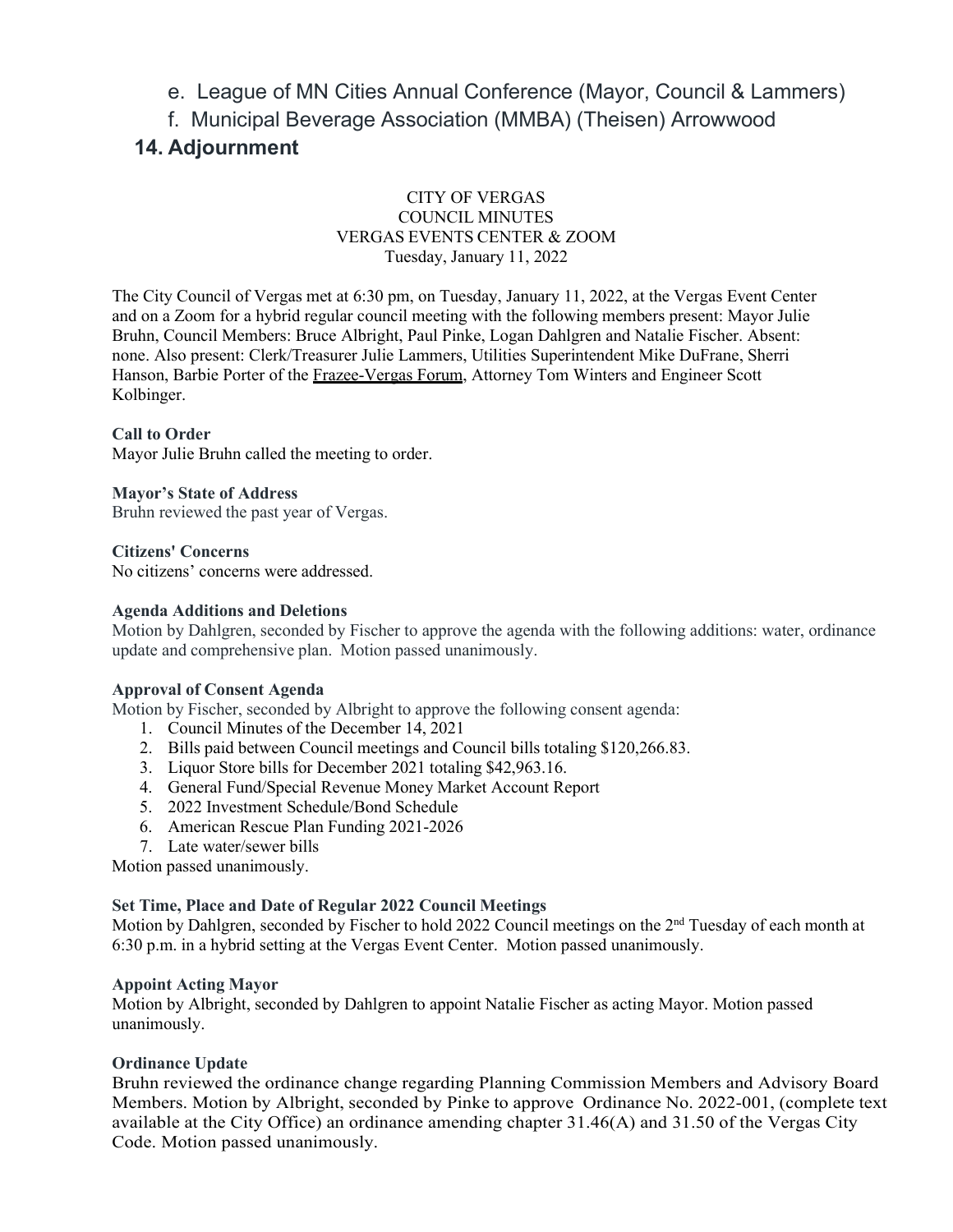e. League of MN Cities Annual Conference (Mayor, Council & Lammers)

f. Municipal Beverage Association (MMBA) (Theisen) Arrowwood

## 14. Adjournment

CITY OF VERGAS
COUNCIL MINUTES
VERGAS EVENTS CENTER & ZOOM
Tuesday, January 11, 2022

The City Council of Vergas met at 6:30 pm, on Tuesday, January 11, 2022, at the Vergas Event Center and on a Zoom for a hybrid regular council meeting with the following members present: Mayor Julie Bruhn, Council Members: Bruce Albright, Paul Pinke, Logan Dahlgren and Natalie Fischer. Absent: none. Also present: Clerk/Treasurer Julie Lammers, Utilities Superintendent Mike DuFrane, Sherri Hanson, Barbie Porter of the Frazee-Vergas Forum, Attorney Tom Winters and Engineer Scott Kolbinger.

**Call to Order**
Mayor Julie Bruhn called the meeting to order.

**Mayor's State of Address**
Bruhn reviewed the past year of Vergas.

**Citizens' Concerns**
No citizens' concerns were addressed.

**Agenda Additions and Deletions**
Motion by Dahlgren, seconded by Fischer to approve the agenda with the following additions: water, ordinance update and comprehensive plan. Motion passed unanimously.

**Approval of Consent Agenda**
Motion by Fischer, seconded by Albright to approve the following consent agenda:

1. Council Minutes of the December 14, 2021
2. Bills paid between Council meetings and Council bills totaling $120,266.83.
3. Liquor Store bills for December 2021 totaling $42,963.16.
4. General Fund/Special Revenue Money Market Account Report
5. 2022 Investment Schedule/Bond Schedule
6. American Rescue Plan Funding 2021-2026
7. Late water/sewer bills

Motion passed unanimously.

**Set Time, Place and Date of Regular 2022 Council Meetings**
Motion by Dahlgren, seconded by Fischer to hold 2022 Council meetings on the 2nd Tuesday of each month at 6:30 p.m. in a hybrid setting at the Vergas Event Center. Motion passed unanimously.

**Appoint Acting Mayor**
Motion by Albright, seconded by Dahlgren to appoint Natalie Fischer as acting Mayor. Motion passed unanimously.

**Ordinance Update**
Bruhn reviewed the ordinance change regarding Planning Commission Members and Advisory Board Members. Motion by Albright, seconded by Pinke to approve Ordinance No. 2022-001, (complete text available at the City Office) an ordinance amending chapter 31.46(A) and 31.50 of the Vergas City Code. Motion passed unanimously.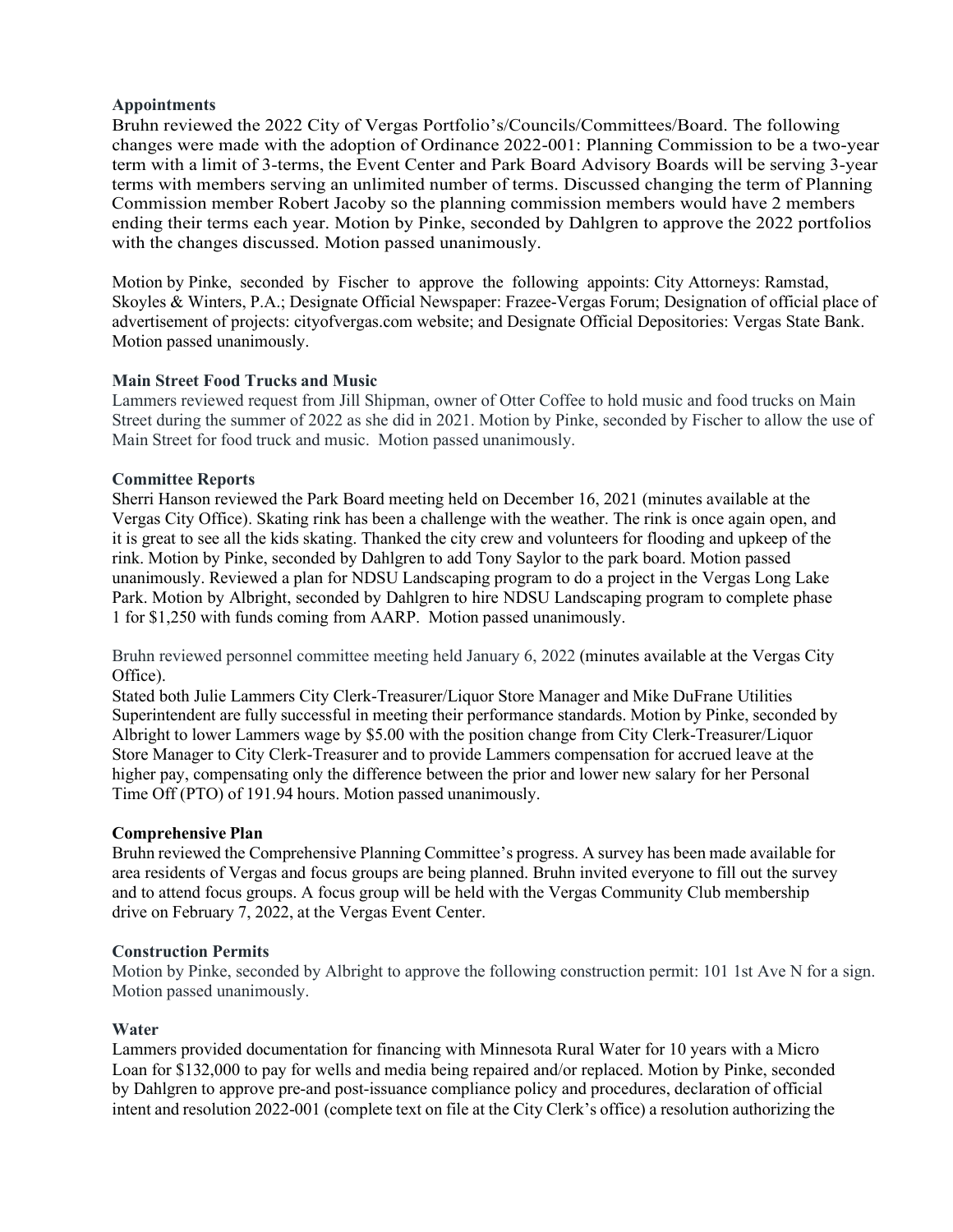**Appointments**

Bruhn reviewed the 2022 City of Vergas Portfolio's/Councils/Committees/Board. The following changes were made with the adoption of Ordinance 2022-001: Planning Commission to be a two-year term with a limit of 3-terms, the Event Center and Park Board Advisory Boards will be serving 3-year terms with members serving an unlimited number of terms. Discussed changing the term of Planning Commission member Robert Jacoby so the planning commission members would have 2 members ending their terms each year. Motion by Pinke, seconded by Dahlgren to approve the 2022 portfolios with the changes discussed. Motion passed unanimously.

Motion by Pinke, seconded by Fischer to approve the following appoints: City Attorneys: Ramstad, Skoyles & Winters, P.A.; Designate Official Newspaper: Frazee-Vergas Forum; Designation of official place of advertisement of projects: cityofvergas.com website; and Designate Official Depositories: Vergas State Bank. Motion passed unanimously.

**Main Street Food Trucks and Music**

Lammers reviewed request from Jill Shipman, owner of Otter Coffee to hold music and food trucks on Main Street during the summer of 2022 as she did in 2021. Motion by Pinke, seconded by Fischer to allow the use of Main Street for food truck and music. Motion passed unanimously.

**Committee Reports**

Sherri Hanson reviewed the Park Board meeting held on December 16, 2021 (minutes available at the Vergas City Office). Skating rink has been a challenge with the weather. The rink is once again open, and it is great to see all the kids skating. Thanked the city crew and volunteers for flooding and upkeep of the rink. Motion by Pinke, seconded by Dahlgren to add Tony Saylor to the park board. Motion passed unanimously. Reviewed a plan for NDSU Landscaping program to do a project in the Vergas Long Lake Park. Motion by Albright, seconded by Dahlgren to hire NDSU Landscaping program to complete phase 1 for $1,250 with funds coming from AARP. Motion passed unanimously.

Bruhn reviewed personnel committee meeting held January 6, 2022 (minutes available at the Vergas City Office).

Stated both Julie Lammers City Clerk-Treasurer/Liquor Store Manager and Mike DuFrane Utilities Superintendent are fully successful in meeting their performance standards. Motion by Pinke, seconded by Albright to lower Lammers wage by $5.00 with the position change from City Clerk-Treasurer/Liquor Store Manager to City Clerk-Treasurer and to provide Lammers compensation for accrued leave at the higher pay, compensating only the difference between the prior and lower new salary for her Personal Time Off (PTO) of 191.94 hours. Motion passed unanimously.

**Comprehensive Plan**

Bruhn reviewed the Comprehensive Planning Committee's progress. A survey has been made available for area residents of Vergas and focus groups are being planned. Bruhn invited everyone to fill out the survey and to attend focus groups. A focus group will be held with the Vergas Community Club membership drive on February 7, 2022, at the Vergas Event Center.

**Construction Permits**

Motion by Pinke, seconded by Albright to approve the following construction permit: 101 1st Ave N for a sign. Motion passed unanimously.

**Water**

Lammers provided documentation for financing with Minnesota Rural Water for 10 years with a Micro Loan for $132,000 to pay for wells and media being repaired and/or replaced. Motion by Pinke, seconded by Dahlgren to approve pre-and post-issuance compliance policy and procedures, declaration of official intent and resolution 2022-001 (complete text on file at the City Clerk's office) a resolution authorizing the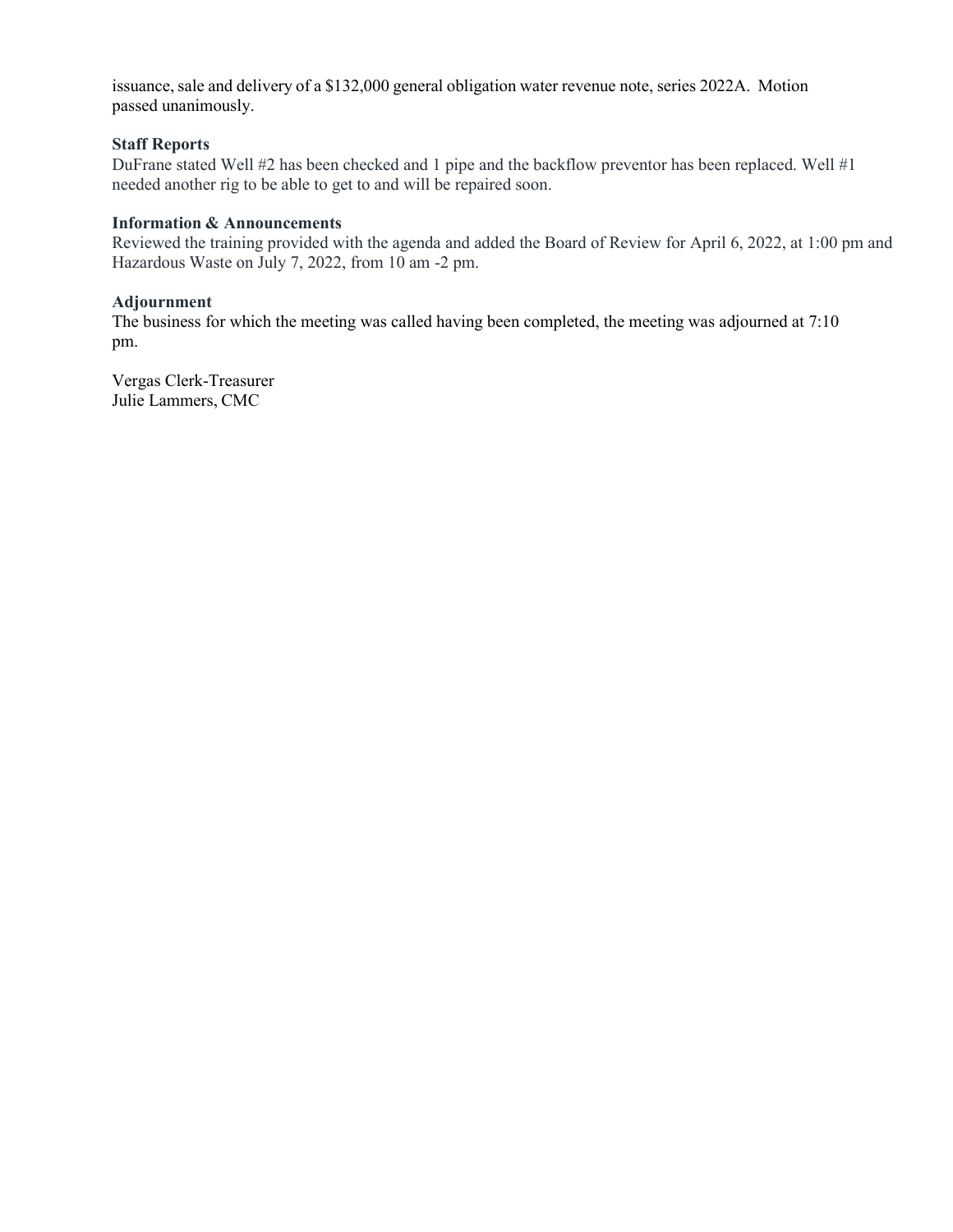issuance, sale and delivery of a $132,000 general obligation water revenue note, series 2022A. Motion passed unanimously.

### Staff Reports

DuFrane stated Well #2 has been checked and 1 pipe and the backflow preventor has been replaced. Well #1 needed another rig to be able to get to and will be repaired soon.

### Information & Announcements

Reviewed the training provided with the agenda and added the Board of Review for April 6, 2022, at 1:00 pm and Hazardous Waste on July 7, 2022, from 10 am -2 pm.

### Adjournment

The business for which the meeting was called having been completed, the meeting was adjourned at 7:10 pm.

Vergas Clerk-Treasurer
Julie Lammers, CMC